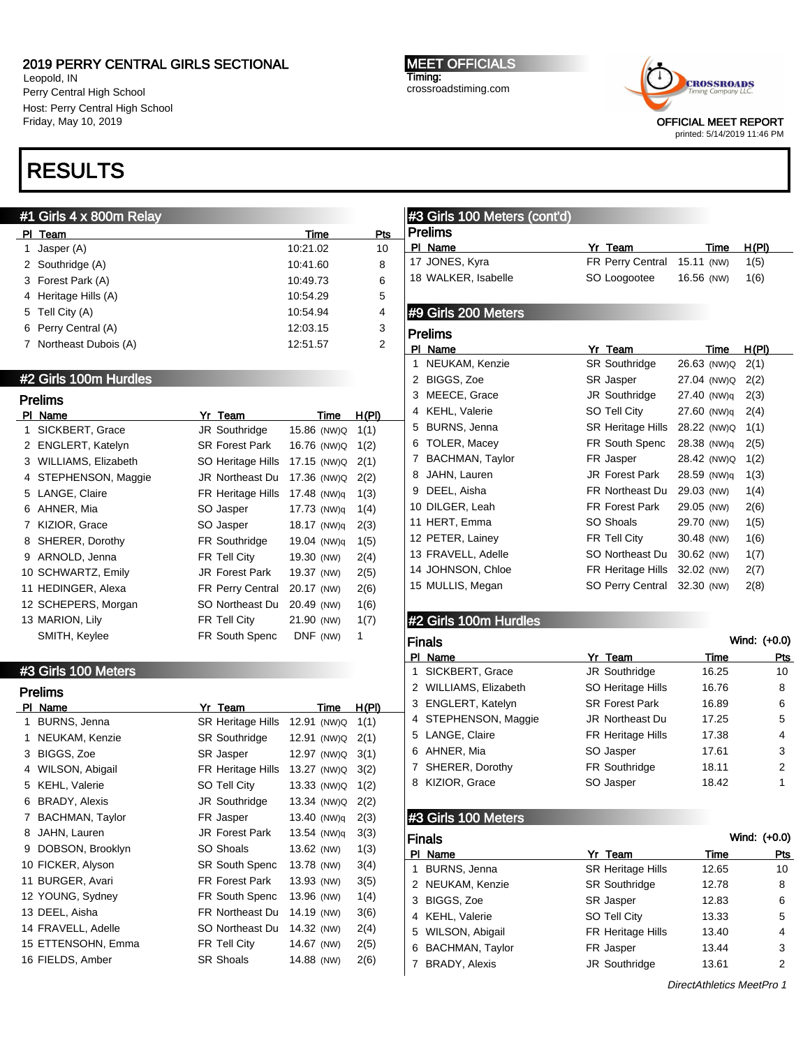# 2019 PERRY CENTRAL GIRLS SECTIONAL

Leopold, IN
Perry Central High School
Host: Perry Central High School
Friday, May 10, 2019

**MEET OFFICIALS**
Timing:
crossroadstiming.com

OFFICIAL MEET REPORT
printed: 5/14/2019 11:46 PM

# RESULTS

## #1 Girls 4 x 800m Relay

| Pl | Team | Time | Pts |
|---|---|---|---|
| 1 | Jasper (A) | 10:21.02 | 10 |
| 2 | Southridge (A) | 10:41.60 | 8 |
| 3 | Forest Park (A) | 10:49.73 | 6 |
| 4 | Heritage Hills (A) | 10:54.29 | 5 |
| 5 | Tell City (A) | 10:54.94 | 4 |
| 6 | Perry Central (A) | 12:03.15 | 3 |
| 7 | Northeast Dubois (A) | 12:51.57 | 2 |

## #2 Girls 100m Hurdles

### Prelims

| Pl | Name | Yr | Team | Time | | H(Pl) |
|---|---|---|---|---|---|---|
| 1 | SICKBERT, Grace | JR | Southridge | 15.86 | (NW)Q | 1(1) |
| 2 | ENGLERT, Katelyn | SR | Forest Park | 16.76 | (NW)Q | 1(2) |
| 3 | WILLIAMS, Elizabeth | SO | Heritage Hills | 17.15 | (NW)Q | 2(1) |
| 4 | STEPHENSON, Maggie | JR | Northeast Du | 17.36 | (NW)Q | 2(2) |
| 5 | LANGE, Claire | FR | Heritage Hills | 17.48 | (NW)q | 1(3) |
| 6 | AHNER, Mia | SO | Jasper | 17.73 | (NW)q | 1(4) |
| 7 | KIZIOR, Grace | SO | Jasper | 18.17 | (NW)q | 2(3) |
| 8 | SHERER, Dorothy | FR | Southridge | 19.04 | (NW)q | 1(5) |
| 9 | ARNOLD, Jenna | FR | Tell City | 19.30 | (NW) | 2(4) |
| 10 | SCHWARTZ, Emily | JR | Forest Park | 19.37 | (NW) | 2(5) |
| 11 | HEDINGER, Alexa | FR | Perry Central | 20.17 | (NW) | 2(6) |
| 12 | SCHEPERS, Morgan | SO | Northeast Du | 20.49 | (NW) | 1(6) |
| 13 | MARION, Lily | FR | Tell City | 21.90 | (NW) | 1(7) |
| | SMITH, Keylee | FR | South Spenc | DNF | (NW) | 1 |

## #3 Girls 100 Meters

### Prelims

| Pl | Name | Yr | Team | Time | | H(Pl) |
|---|---|---|---|---|---|---|
| 1 | BURNS, Jenna | SR | Heritage Hills | 12.91 | (NW)Q | 1(1) |
| 1 | NEUKAM, Kenzie | SR | Southridge | 12.91 | (NW)Q | 2(1) |
| 3 | BIGGS, Zoe | SR | Jasper | 12.97 | (NW)Q | 3(1) |
| 4 | WILSON, Abigail | FR | Heritage Hills | 13.27 | (NW)Q | 3(2) |
| 5 | KEHL, Valerie | SO | Tell City | 13.33 | (NW)Q | 1(2) |
| 6 | BRADY, Alexis | JR | Southridge | 13.34 | (NW)Q | 2(2) |
| 7 | BACHMAN, Taylor | FR | Jasper | 13.40 | (NW)q | 2(3) |
| 8 | JAHN, Lauren | JR | Forest Park | 13.54 | (NW)q | 3(3) |
| 9 | DOBSON, Brooklyn | SO | Shoals | 13.62 | (NW) | 1(3) |
| 10 | FICKER, Alyson | SR | South Spenc | 13.78 | (NW) | 3(4) |
| 11 | BURGER, Avari | FR | Forest Park | 13.93 | (NW) | 3(5) |
| 12 | YOUNG, Sydney | FR | South Spenc | 13.96 | (NW) | 1(4) |
| 13 | DEEL, Aisha | FR | Northeast Du | 14.19 | (NW) | 3(6) |
| 14 | FRAVELL, Adelle | SO | Northeast Du | 14.32 | (NW) | 2(4) |
| 15 | ETTENSOHN, Emma | FR | Tell City | 14.67 | (NW) | 2(5) |
| 16 | FIELDS, Amber | SR | Shoals | 14.88 | (NW) | 2(6) |
| 17 | JONES, Kyra | FR | Perry Central | 15.11 | (NW) | 1(5) |
| 18 | WALKER, Isabelle | SO | Loogootee | 16.56 | (NW) | 1(6) |

## #9 Girls 200 Meters

### Prelims

| Pl | Name | Yr | Team | Time | | H(Pl) |
|---|---|---|---|---|---|---|
| 1 | NEUKAM, Kenzie | SR | Southridge | 26.63 | (NW)Q | 2(1) |
| 2 | BIGGS, Zoe | SR | Jasper | 27.04 | (NW)Q | 2(2) |
| 3 | MEECE, Grace | JR | Southridge | 27.40 | (NW)q | 2(3) |
| 4 | KEHL, Valerie | SO | Tell City | 27.60 | (NW)q | 2(4) |
| 5 | BURNS, Jenna | SR | Heritage Hills | 28.22 | (NW)Q | 1(1) |
| 6 | TOLER, Macey | FR | South Spenc | 28.38 | (NW)q | 2(5) |
| 7 | BACHMAN, Taylor | FR | Jasper | 28.42 | (NW)Q | 1(2) |
| 8 | JAHN, Lauren | JR | Forest Park | 28.59 | (NW)q | 1(3) |
| 9 | DEEL, Aisha | FR | Northeast Du | 29.03 | (NW) | 1(4) |
| 10 | DILGER, Leah | FR | Forest Park | 29.05 | (NW) | 2(6) |
| 11 | HERT, Emma | SO | Shoals | 29.70 | (NW) | 1(5) |
| 12 | PETER, Lainey | FR | Tell City | 30.48 | (NW) | 1(6) |
| 13 | FRAVELL, Adelle | SO | Northeast Du | 30.62 | (NW) | 1(7) |
| 14 | JOHNSON, Chloe | FR | Heritage Hills | 32.02 | (NW) | 2(7) |
| 15 | MULLIS, Megan | SO | Perry Central | 32.30 | (NW) | 2(8) |

## #2 Girls 100m Hurdles

### Finals

Wind: (+0.0)

| Pl | Name | Yr | Team | Time | Pts |
|---|---|---|---|---|---|
| 1 | SICKBERT, Grace | JR | Southridge | 16.25 | 10 |
| 2 | WILLIAMS, Elizabeth | SO | Heritage Hills | 16.76 | 8 |
| 3 | ENGLERT, Katelyn | SR | Forest Park | 16.89 | 6 |
| 4 | STEPHENSON, Maggie | JR | Northeast Du | 17.25 | 5 |
| 5 | LANGE, Claire | FR | Heritage Hills | 17.38 | 4 |
| 6 | AHNER, Mia | SO | Jasper | 17.61 | 3 |
| 7 | SHERER, Dorothy | FR | Southridge | 18.11 | 2 |
| 8 | KIZIOR, Grace | SO | Jasper | 18.42 | 1 |

## #3 Girls 100 Meters

### Finals

Wind: (+0.0)

| Pl | Name | Yr | Team | Time | Pts |
|---|---|---|---|---|---|
| 1 | BURNS, Jenna | SR | Heritage Hills | 12.65 | 10 |
| 2 | NEUKAM, Kenzie | SR | Southridge | 12.78 | 8 |
| 3 | BIGGS, Zoe | SR | Jasper | 12.83 | 6 |
| 4 | KEHL, Valerie | SO | Tell City | 13.33 | 5 |
| 5 | WILSON, Abigail | FR | Heritage Hills | 13.40 | 4 |
| 6 | BACHMAN, Taylor | FR | Jasper | 13.44 | 3 |
| 7 | BRADY, Alexis | JR | Southridge | 13.61 | 2 |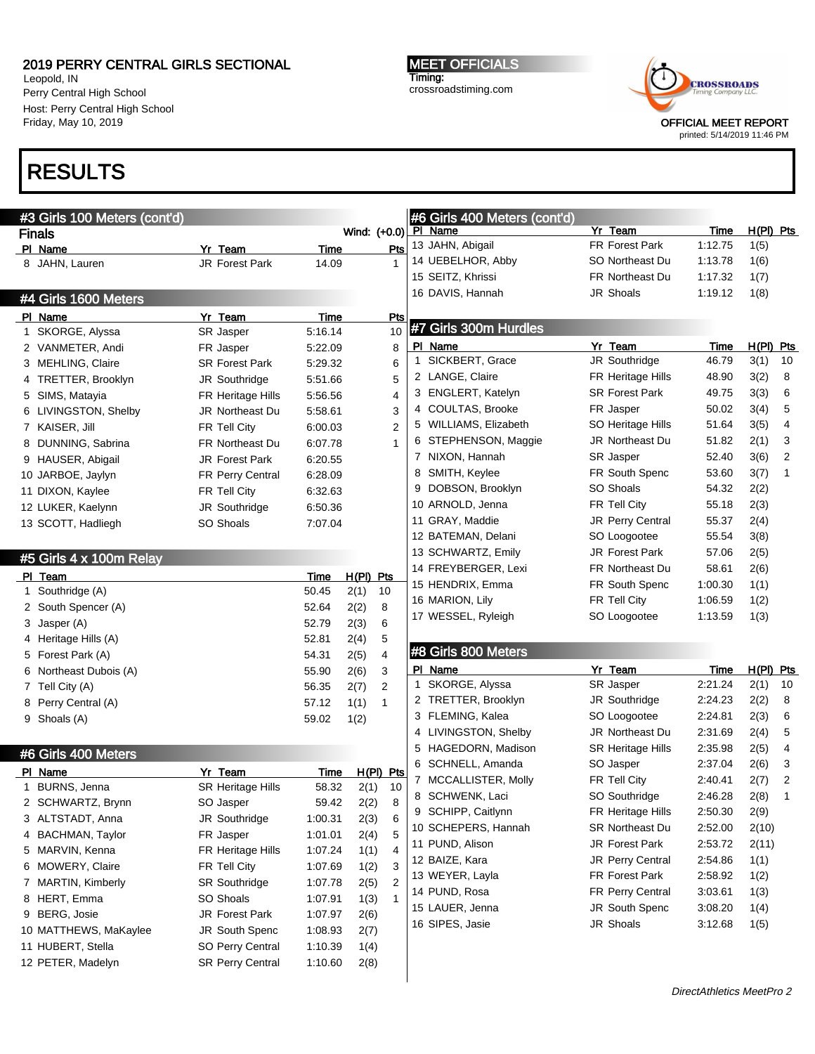# 2019 PERRY CENTRAL GIRLS SECTIONAL

Leopold, IN
Perry Central High School
Host: Perry Central High School
Friday, May 10, 2019

MEET OFFICIALS
Timing:
crossroadstiming.com

OFFICIAL MEET REPORT
printed: 5/14/2019 11:46 PM

# RESULTS

## #3 Girls 100 Meters (cont'd)

### Finals

Wind: (+0.0)

| Pl | Name | Yr | Team | Time | Pts |
|---|---|---|---|---|---|
| 8 | JAHN, Lauren | JR | Forest Park | 14.09 | 1 |

## #4 Girls 1600 Meters

| Pl | Name | Yr | Team | Time | Pts |
|---|---|---|---|---|---|
| 1 | SKORGE, Alyssa | SR | Jasper | 5:16.14 | 10 |
| 2 | VANMETER, Andi | FR | Jasper | 5:22.09 | 8 |
| 3 | MEHLING, Claire | SR | Forest Park | 5:29.32 | 6 |
| 4 | TRETTER, Brooklyn | JR | Southridge | 5:51.66 | 5 |
| 5 | SIMS, Matayia | FR | Heritage Hills | 5:56.56 | 4 |
| 6 | LIVINGSTON, Shelby | JR | Northeast Du | 5:58.61 | 3 |
| 7 | KAISER, Jill | FR | Tell City | 6:00.03 | 2 |
| 8 | DUNNING, Sabrina | FR | Northeast Du | 6:07.78 | 1 |
| 9 | HAUSER, Abigail | JR | Forest Park | 6:20.55 | |
| 10 | JARBOE, Jaylyn | FR | Perry Central | 6:28.09 | |
| 11 | DIXON, Kaylee | FR | Tell City | 6:32.63 | |
| 12 | LUKER, Kaelynn | JR | Southridge | 6:50.36 | |
| 13 | SCOTT, Hadliegh | SO | Shoals | 7:07.04 | |

## #5 Girls 4 x 100m Relay

| Pl | Team | Time | H(Pl) | Pts |
|---|---|---|---|---|
| 1 | Southridge (A) | 50.45 | 2(1) | 10 |
| 2 | South Spencer (A) | 52.64 | 2(2) | 8 |
| 3 | Jasper (A) | 52.79 | 2(3) | 6 |
| 4 | Heritage Hills (A) | 52.81 | 2(4) | 5 |
| 5 | Forest Park (A) | 54.31 | 2(5) | 4 |
| 6 | Northeast Dubois (A) | 55.90 | 2(6) | 3 |
| 7 | Tell City (A) | 56.35 | 2(7) | 2 |
| 8 | Perry Central (A) | 57.12 | 1(1) | 1 |
| 9 | Shoals (A) | 59.02 | 1(2) | |

## #6 Girls 400 Meters

| Pl | Name | Yr | Team | Time | H(Pl) | Pts |
|---|---|---|---|---|---|---|
| 1 | BURNS, Jenna | SR | Heritage Hills | 58.32 | 2(1) | 10 |
| 2 | SCHWARTZ, Brynn | SO | Jasper | 59.42 | 2(2) | 8 |
| 3 | ALTSTADT, Anna | JR | Southridge | 1:00.31 | 2(3) | 6 |
| 4 | BACHMAN, Taylor | FR | Jasper | 1:01.01 | 2(4) | 5 |
| 5 | MARVIN, Kenna | FR | Heritage Hills | 1:07.24 | 1(1) | 4 |
| 6 | MOWERY, Claire | FR | Tell City | 1:07.69 | 1(2) | 3 |
| 7 | MARTIN, Kimberly | SR | Southridge | 1:07.78 | 2(5) | 2 |
| 8 | HERT, Emma | SO | Shoals | 1:07.91 | 1(3) | 1 |
| 9 | BERG, Josie | JR | Forest Park | 1:07.97 | 2(6) | |
| 10 | MATTHEWS, MaKaylee | JR | South Spenc | 1:08.93 | 2(7) | |
| 11 | HUBERT, Stella | SO | Perry Central | 1:10.39 | 1(4) | |
| 12 | PETER, Madelyn | SR | Perry Central | 1:10.60 | 2(8) | |
| 13 | JAHN, Abigail | FR | Forest Park | 1:12.75 | 1(5) | |
| 14 | UEBELHOR, Abby | SO | Northeast Du | 1:13.78 | 1(6) | |
| 15 | SEITZ, Khrissi | FR | Northeast Du | 1:17.32 | 1(7) | |
| 16 | DAVIS, Hannah | JR | Shoals | 1:19.12 | 1(8) | |

## #7 Girls 300m Hurdles

| Pl | Name | Yr | Team | Time | H(Pl) | Pts |
|---|---|---|---|---|---|---|
| 1 | SICKBERT, Grace | JR | Southridge | 46.79 | 3(1) | 10 |
| 2 | LANGE, Claire | FR | Heritage Hills | 48.90 | 3(2) | 8 |
| 3 | ENGLERT, Katelyn | SR | Forest Park | 49.75 | 3(3) | 6 |
| 4 | COULTAS, Brooke | FR | Jasper | 50.02 | 3(4) | 5 |
| 5 | WILLIAMS, Elizabeth | SO | Heritage Hills | 51.64 | 3(5) | 4 |
| 6 | STEPHENSON, Maggie | JR | Northeast Du | 51.82 | 2(1) | 3 |
| 7 | NIXON, Hannah | SR | Jasper | 52.40 | 3(6) | 2 |
| 8 | SMITH, Keylee | FR | South Spenc | 53.60 | 3(7) | 1 |
| 9 | DOBSON, Brooklyn | SO | Shoals | 54.32 | 2(2) | |
| 10 | ARNOLD, Jenna | FR | Tell City | 55.18 | 2(3) | |
| 11 | GRAY, Maddie | JR | Perry Central | 55.37 | 2(4) | |
| 12 | BATEMAN, Delani | SO | Loogootee | 55.54 | 3(8) | |
| 13 | SCHWARTZ, Emily | JR | Forest Park | 57.06 | 2(5) | |
| 14 | FREYBERGER, Lexi | FR | Northeast Du | 58.61 | 2(6) | |
| 15 | HENDRIX, Emma | FR | South Spenc | 1:00.30 | 1(1) | |
| 16 | MARION, Lily | FR | Tell City | 1:06.59 | 1(2) | |
| 17 | WESSEL, Ryleigh | SO | Loogootee | 1:13.59 | 1(3) | |

## #8 Girls 800 Meters

| Pl | Name | Yr | Team | Time | H(Pl) | Pts |
|---|---|---|---|---|---|---|
| 1 | SKORGE, Alyssa | SR | Jasper | 2:21.24 | 2(1) | 10 |
| 2 | TRETTER, Brooklyn | JR | Southridge | 2:24.23 | 2(2) | 8 |
| 3 | FLEMING, Kalea | SO | Loogootee | 2:24.81 | 2(3) | 6 |
| 4 | LIVINGSTON, Shelby | JR | Northeast Du | 2:31.69 | 2(4) | 5 |
| 5 | HAGEDORN, Madison | SR | Heritage Hills | 2:35.98 | 2(5) | 4 |
| 6 | SCHNELL, Amanda | SO | Jasper | 2:37.04 | 2(6) | 3 |
| 7 | MCCALLISTER, Molly | FR | Tell City | 2:40.41 | 2(7) | 2 |
| 8 | SCHWENK, Laci | SO | Southridge | 2:46.28 | 2(8) | 1 |
| 9 | SCHIPP, Caitlynn | FR | Heritage Hills | 2:50.30 | 2(9) | |
| 10 | SCHEPERS, Hannah | SR | Northeast Du | 2:52.00 | 2(10) | |
| 11 | PUND, Alison | JR | Forest Park | 2:53.72 | 2(11) | |
| 12 | BAIZE, Kara | JR | Perry Central | 2:54.86 | 1(1) | |
| 13 | WEYER, Layla | FR | Forest Park | 2:58.92 | 1(2) | |
| 14 | PUND, Rosa | FR | Perry Central | 3:03.61 | 1(3) | |
| 15 | LAUER, Jenna | JR | South Spenc | 3:08.20 | 1(4) | |
| 16 | SIPES, Jasie | JR | Shoals | 3:12.68 | 1(5) | |

*DirectAthletics MeetPro 2*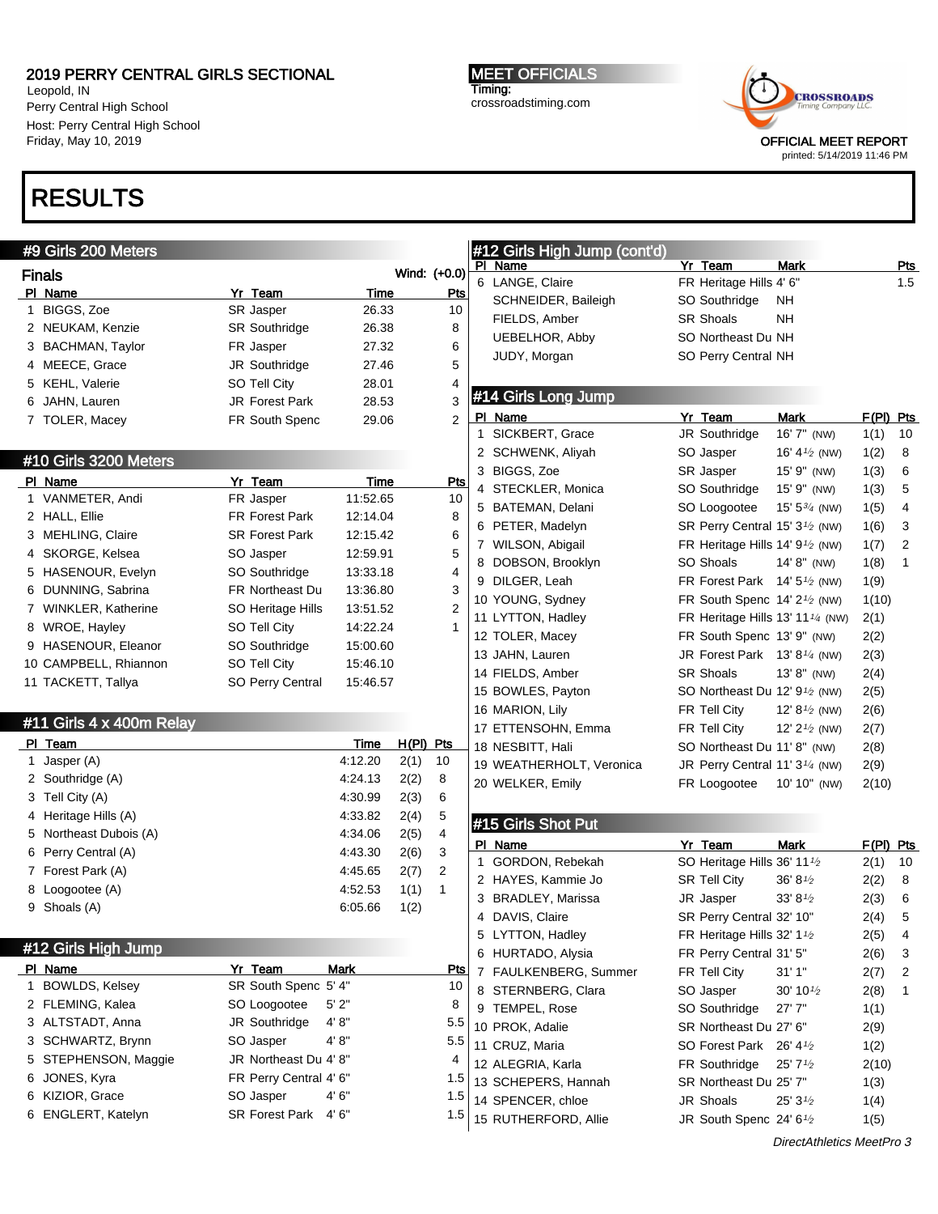2019 PERRY CENTRAL GIRLS SECTIONAL
Leopold, IN
Perry Central High School
Host: Perry Central High School
Friday, May 10, 2019

MEET OFFICIALS
Timing:
crossroadstiming.com

OFFICIAL MEET REPORT
printed: 5/14/2019 11:46 PM

# RESULTS

## #9 Girls 200 Meters

### Finals

Wind: (+0.0)

| Pl | Name | Yr | Team | Time | Pts |
|---|---|---|---|---|---|
| 1 | BIGGS, Zoe | SR | Jasper | 26.33 | 10 |
| 2 | NEUKAM, Kenzie | SR | Southridge | 26.38 | 8 |
| 3 | BACHMAN, Taylor | FR | Jasper | 27.32 | 6 |
| 4 | MEECE, Grace | JR | Southridge | 27.46 | 5 |
| 5 | KEHL, Valerie | SO | Tell City | 28.01 | 4 |
| 6 | JAHN, Lauren | JR | Forest Park | 28.53 | 3 |
| 7 | TOLER, Macey | FR | South Spenc | 29.06 | 2 |

## #10 Girls 3200 Meters

| Pl | Name | Yr | Team | Time | Pts |
|---|---|---|---|---|---|
| 1 | VANMETER, Andi | FR | Jasper | 11:52.65 | 10 |
| 2 | HALL, Ellie | FR | Forest Park | 12:14.04 | 8 |
| 3 | MEHLING, Claire | SR | Forest Park | 12:15.42 | 6 |
| 4 | SKORGE, Kelsea | SO | Jasper | 12:59.91 | 5 |
| 5 | HASENOUR, Evelyn | SO | Southridge | 13:33.18 | 4 |
| 6 | DUNNING, Sabrina | FR | Northeast Du | 13:36.80 | 3 |
| 7 | WINKLER, Katherine | SO | Heritage Hills | 13:51.52 | 2 |
| 8 | WROE, Hayley | SO | Tell City | 14:22.24 | 1 |
| 9 | HASENOUR, Eleanor | SO | Southridge | 15:00.60 | |
| 10 | CAMPBELL, Rhiannon | SO | Tell City | 15:46.10 | |
| 11 | TACKETT, Tallya | SO | Perry Central | 15:46.57 | |

## #11 Girls 4 x 400m Relay

| Pl | Team | Time | H(Pl) | Pts |
|---|---|---|---|---|
| 1 | Jasper (A) | 4:12.20 | 2(1) | 10 |
| 2 | Southridge (A) | 4:24.13 | 2(2) | 8 |
| 3 | Tell City (A) | 4:30.99 | 2(3) | 6 |
| 4 | Heritage Hills (A) | 4:33.82 | 2(4) | 5 |
| 5 | Northeast Dubois (A) | 4:34.06 | 2(5) | 4 |
| 6 | Perry Central (A) | 4:43.30 | 2(6) | 3 |
| 7 | Forest Park (A) | 4:45.65 | 2(7) | 2 |
| 8 | Loogootee (A) | 4:52.53 | 1(1) | 1 |
| 9 | Shoals (A) | 6:05.66 | 1(2) | |

## #12 Girls High Jump

| Pl | Name | Yr | Team | Mark | Pts |
|---|---|---|---|---|---|
| 1 | BOWLDS, Kelsey | SR | South Spenc | 5' 4" | 10 |
| 2 | FLEMING, Kalea | SO | Loogootee | 5' 2" | 8 |
| 3 | ALTSTADT, Anna | JR | Southridge | 4' 8" | 5.5 |
| 3 | SCHWARTZ, Brynn | SO | Jasper | 4' 8" | 5.5 |
| 5 | STEPHENSON, Maggie | JR | Northeast Du | 4' 8" | 4 |
| 6 | JONES, Kyra | FR | Perry Central | 4' 6" | 1.5 |
| 6 | KIZIOR, Grace | SO | Jasper | 4' 6" | 1.5 |
| 6 | ENGLERT, Katelyn | SR | Forest Park | 4' 6" | 1.5 |
| 6 | LANGE, Claire | FR | Heritage Hills | 4' 6" | 1.5 |
| | SCHNEIDER, Baileigh | SO | Southridge | NH | |
| | FIELDS, Amber | SR | Shoals | NH | |
| | UEBELHOR, Abby | SO | Northeast Du | NH | |
| | JUDY, Morgan | SO | Perry Central | NH | |

## #14 Girls Long Jump

| Pl | Name | Yr | Team | Mark | F(Pl) | Pts |
|---|---|---|---|---|---|---|
| 1 | SICKBERT, Grace | JR | Southridge | 16' 7" (NW) | 1(1) | 10 |
| 2 | SCHWENK, Aliyah | SO | Jasper | 16' 4½ (NW) | 1(2) | 8 |
| 3 | BIGGS, Zoe | SR | Jasper | 15' 9" (NW) | 1(3) | 6 |
| 4 | STECKLER, Monica | SO | Southridge | 15' 9" (NW) | 1(3) | 5 |
| 5 | BATEMAN, Delani | SO | Loogootee | 15' 5¾ (NW) | 1(5) | 4 |
| 6 | PETER, Madelyn | SR | Perry Central | 15' 3½ (NW) | 1(6) | 3 |
| 7 | WILSON, Abigail | FR | Heritage Hills | 14' 9½ (NW) | 1(7) | 2 |
| 8 | DOBSON, Brooklyn | SO | Shoals | 14' 8" (NW) | 1(8) | 1 |
| 9 | DILGER, Leah | FR | Forest Park | 14' 5½ (NW) | 1(9) | |
| 10 | YOUNG, Sydney | FR | South Spenc | 14' 2½ (NW) | 1(10) | |
| 11 | LYTTON, Hadley | FR | Heritage Hills | 13' 11¼ (NW) | 2(1) | |
| 12 | TOLER, Macey | FR | South Spenc | 13' 9" (NW) | 2(2) | |
| 13 | JAHN, Lauren | JR | Forest Park | 13' 8¼ (NW) | 2(3) | |
| 14 | FIELDS, Amber | SR | Shoals | 13' 8" (NW) | 2(4) | |
| 15 | BOWLES, Payton | SO | Northeast Du | 12' 9½ (NW) | 2(5) | |
| 16 | MARION, Lily | FR | Tell City | 12' 8½ (NW) | 2(6) | |
| 17 | ETTENSOHN, Emma | FR | Tell City | 12' 2½ (NW) | 2(7) | |
| 18 | NESBITT, Hali | SO | Northeast Du | 11' 8" (NW) | 2(8) | |
| 19 | WEATHERHOLT, Veronica | JR | Perry Central | 11' 3¼ (NW) | 2(9) | |
| 20 | WELKER, Emily | FR | Loogootee | 10' 10" (NW) | 2(10) | |

## #15 Girls Shot Put

| Pl | Name | Yr | Team | Mark | F(Pl) | Pts |
|---|---|---|---|---|---|---|
| 1 | GORDON, Rebekah | SO | Heritage Hills | 36' 11½ | 2(1) | 10 |
| 2 | HAYES, Kammie Jo | SR | Tell City | 36' 8½ | 2(2) | 8 |
| 3 | BRADLEY, Marissa | JR | Jasper | 33' 8½ | 2(3) | 6 |
| 4 | DAVIS, Claire | SR | Perry Central | 32' 10" | 2(4) | 5 |
| 5 | LYTTON, Hadley | FR | Heritage Hills | 32' 1½ | 2(5) | 4 |
| 6 | HURTADO, Alysia | FR | Perry Central | 31' 5" | 2(6) | 3 |
| 7 | FAULKENBERG, Summer | FR | Tell City | 31' 1" | 2(7) | 2 |
| 8 | STERNBERG, Clara | SO | Jasper | 30' 10½ | 2(8) | 1 |
| 9 | TEMPEL, Rose | SO | Southridge | 27' 7" | 1(1) | |
| 10 | PROK, Adalie | SR | Northeast Du | 27' 6" | 2(9) | |
| 11 | CRUZ, Maria | SO | Forest Park | 26' 4½ | 1(2) | |
| 12 | ALEGRIA, Karla | FR | Southridge | 25' 7½ | 2(10) | |
| 13 | SCHEPERS, Hannah | SR | Northeast Du | 25' 7" | 1(3) | |
| 14 | SPENCER, chloe | JR | Shoals | 25' 3½ | 1(4) | |
| 15 | RUTHERFORD, Allie | JR | South Spenc | 24' 6½ | 1(5) | |

*DirectAthletics MeetPro 3*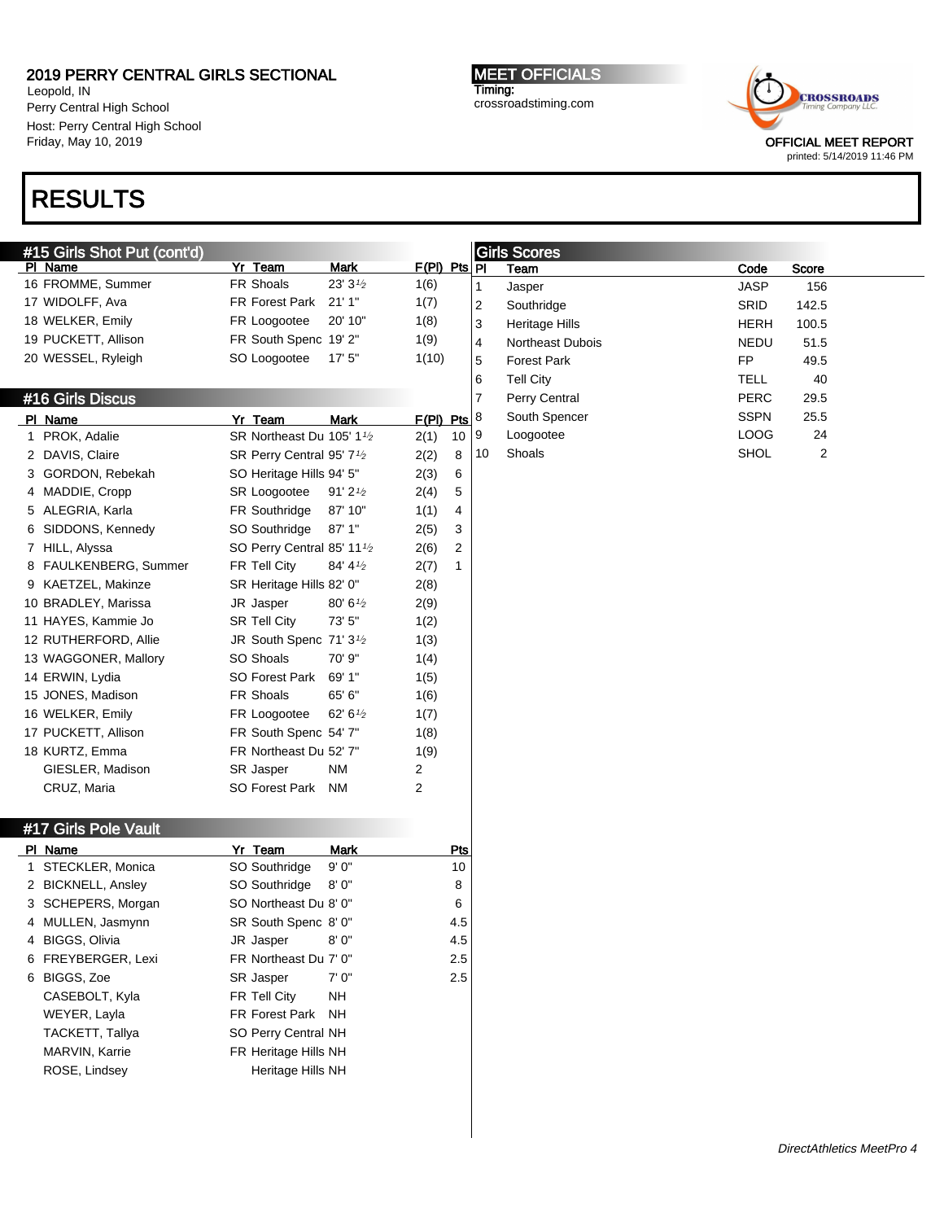2019 PERRY CENTRAL GIRLS SECTIONAL
Leopold, IN
Perry Central High School
Host: Perry Central High School
Friday, May 10, 2019

MEET OFFICIALS
Timing:
crossroadstiming.com

OFFICIAL MEET REPORT
printed: 5/14/2019 11:46 PM

# RESULTS

## #15 Girls Shot Put (cont'd)

| Pl | Name | Yr | Team | Mark | F(Pl) | Pts |
|---|---|---|---|---|---|---|
| 16 | FROMME, Summer | FR | Shoals | 23' 3½ | 1(6) | |
| 17 | WIDOLFF, Ava | FR | Forest Park | 21' 1" | 1(7) | |
| 18 | WELKER, Emily | FR | Loogootee | 20' 10" | 1(8) | |
| 19 | PUCKETT, Allison | FR | South Spenc | 19' 2" | 1(9) | |
| 20 | WESSEL, Ryleigh | SO | Loogootee | 17' 5" | 1(10) | |

## #16 Girls Discus

| Pl | Name | Yr | Team | Mark | F(Pl) | Pts |
|---|---|---|---|---|---|---|
| 1 | PROK, Adalie | SR | Northeast Du | 105' 1½ | 2(1) | 10 |
| 2 | DAVIS, Claire | SR | Perry Central | 95' 7½ | 2(2) | 8 |
| 3 | GORDON, Rebekah | SO | Heritage Hills | 94' 5" | 2(3) | 6 |
| 4 | MADDIE, Cropp | SR | Loogootee | 91' 2½ | 2(4) | 5 |
| 5 | ALEGRIA, Karla | FR | Southridge | 87' 10" | 1(1) | 4 |
| 6 | SIDDONS, Kennedy | SO | Southridge | 87' 1" | 2(5) | 3 |
| 7 | HILL, Alyssa | SO | Perry Central | 85' 11½ | 2(6) | 2 |
| 8 | FAULKENBERG, Summer | FR | Tell City | 84' 4½ | 2(7) | 1 |
| 9 | KAETZEL, Makinze | SR | Heritage Hills | 82' 0" | 2(8) | |
| 10 | BRADLEY, Marissa | JR | Jasper | 80' 6½ | 2(9) | |
| 11 | HAYES, Kammie Jo | SR | Tell City | 73' 5" | 1(2) | |
| 12 | RUTHERFORD, Allie | JR | South Spenc | 71' 3½ | 1(3) | |
| 13 | WAGGONER, Mallory | SO | Shoals | 70' 9" | 1(4) | |
| 14 | ERWIN, Lydia | SO | Forest Park | 69' 1" | 1(5) | |
| 15 | JONES, Madison | FR | Shoals | 65' 6" | 1(6) | |
| 16 | WELKER, Emily | FR | Loogootee | 62' 6½ | 1(7) | |
| 17 | PUCKETT, Allison | FR | South Spenc | 54' 7" | 1(8) | |
| 18 | KURTZ, Emma | FR | Northeast Du | 52' 7" | 1(9) | |
| | GIESLER, Madison | SR | Jasper | NM | 2 | |
| | CRUZ, Maria | SO | Forest Park | NM | 2 | |

## #17 Girls Pole Vault

| Pl | Name | Yr | Team | Mark | Pts |
|---|---|---|---|---|---|
| 1 | STECKLER, Monica | SO | Southridge | 9' 0" | 10 |
| 2 | BICKNELL, Ansley | SO | Southridge | 8' 0" | 8 |
| 3 | SCHEPERS, Morgan | SO | Northeast Du | 8' 0" | 6 |
| 4 | MULLEN, Jasmynn | SR | South Spenc | 8' 0" | 4.5 |
| 4 | BIGGS, Olivia | JR | Jasper | 8' 0" | 4.5 |
| 6 | FREYBERGER, Lexi | FR | Northeast Du | 7' 0" | 2.5 |
| 6 | BIGGS, Zoe | SR | Jasper | 7' 0" | 2.5 |
| | CASEBOLT, Kyla | FR | Tell City | NH | |
| | WEYER, Layla | FR | Forest Park | NH | |
| | TACKETT, Tallya | SO | Perry Central | NH | |
| | MARVIN, Karrie | FR | Heritage Hills | NH | |
| | ROSE, Lindsey | | Heritage Hills | NH | |

## Girls Scores

| Pl | Team | Code | Score |
|---|---|---|---|
| 1 | Jasper | JASP | 156 |
| 2 | Southridge | SRID | 142.5 |
| 3 | Heritage Hills | HERH | 100.5 |
| 4 | Northeast Dubois | NEDU | 51.5 |
| 5 | Forest Park | FP | 49.5 |
| 6 | Tell City | TELL | 40 |
| 7 | Perry Central | PERC | 29.5 |
| 8 | South Spencer | SSPN | 25.5 |
| 9 | Loogootee | LOOG | 24 |
| 10 | Shoals | SHOL | 2 |

*DirectAthletics MeetPro 4*